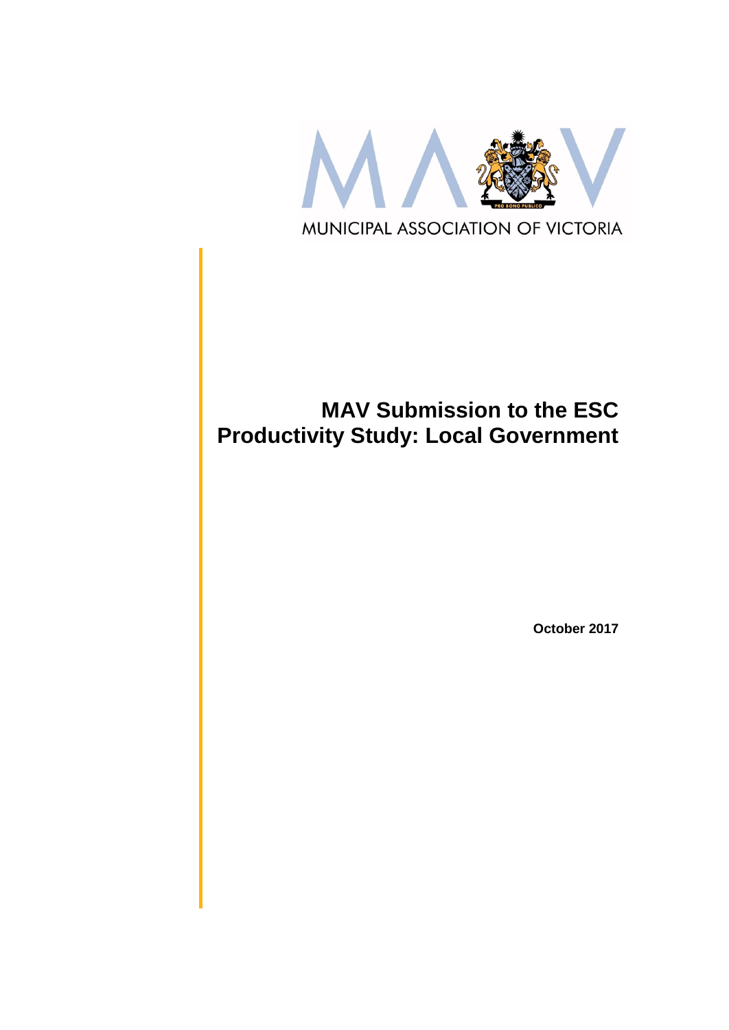MUNICIPAL ASSOCIATION OF VICTORIA

# MAV Submission to the ESC Productivity Study: Local Government

**October 2017**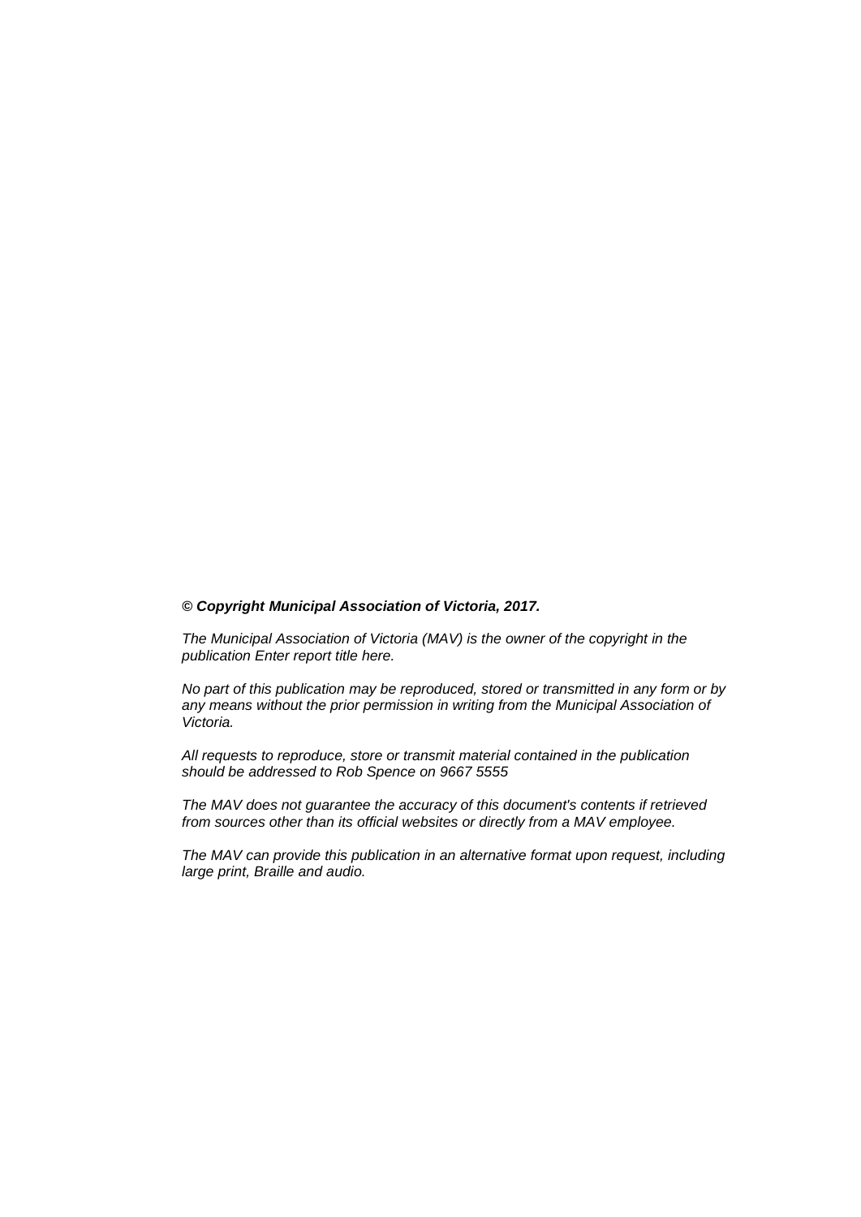***© Copyright Municipal Association of Victoria, 2017.***

*The Municipal Association of Victoria (MAV) is the owner of the copyright in the publication Enter report title here.*

*No part of this publication may be reproduced, stored or transmitted in any form or by any means without the prior permission in writing from the Municipal Association of Victoria.*

*All requests to reproduce, store or transmit material contained in the publication should be addressed to Rob Spence on 9667 5555*

*The MAV does not guarantee the accuracy of this document's contents if retrieved from sources other than its official websites or directly from a MAV employee.*

*The MAV can provide this publication in an alternative format upon request, including large print, Braille and audio.*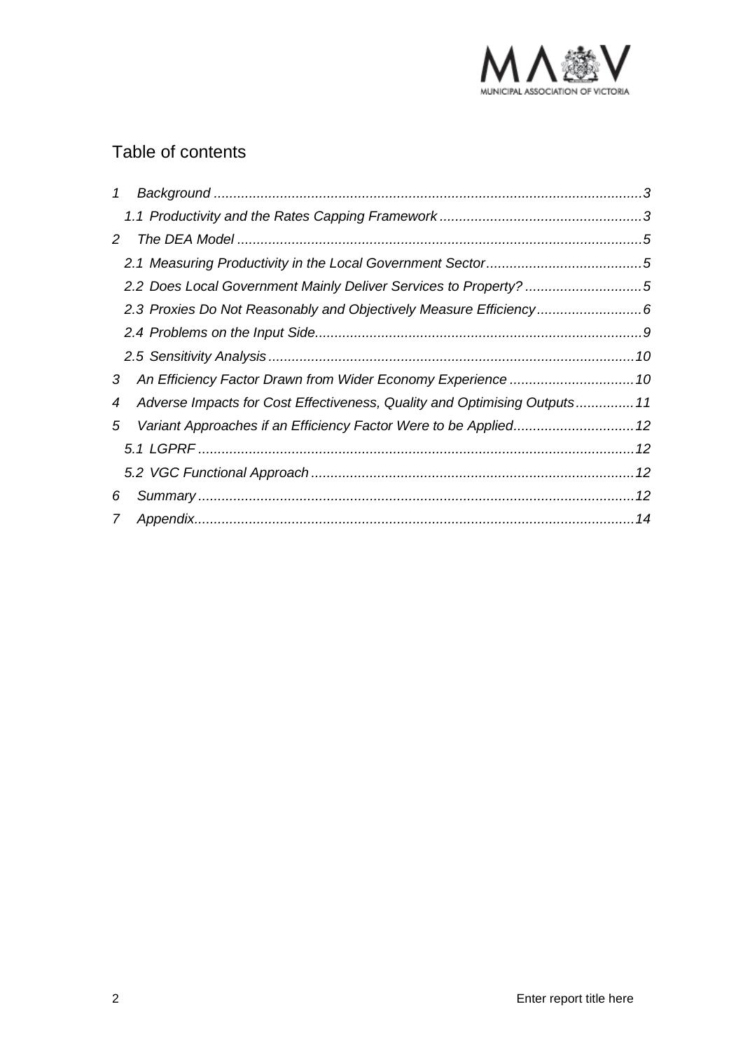## Table of contents

1 Background ...3

1.1 Productivity and the Rates Capping Framework ...3

2 The DEA Model ...5

2.1 Measuring Productivity in the Local Government Sector ...5

2.2 Does Local Government Mainly Deliver Services to Property? ...5

2.3 Proxies Do Not Reasonably and Objectively Measure Efficiency ...6

2.4 Problems on the Input Side ...9

2.5 Sensitivity Analysis ...10

3 An Efficiency Factor Drawn from Wider Economy Experience ...10

4 Adverse Impacts for Cost Effectiveness, Quality and Optimising Outputs ...11

5 Variant Approaches if an Efficiency Factor Were to be Applied ...12

5.1 LGPRF ...12

5.2 VGC Functional Approach ...12

6 Summary ...12

7 Appendix ...14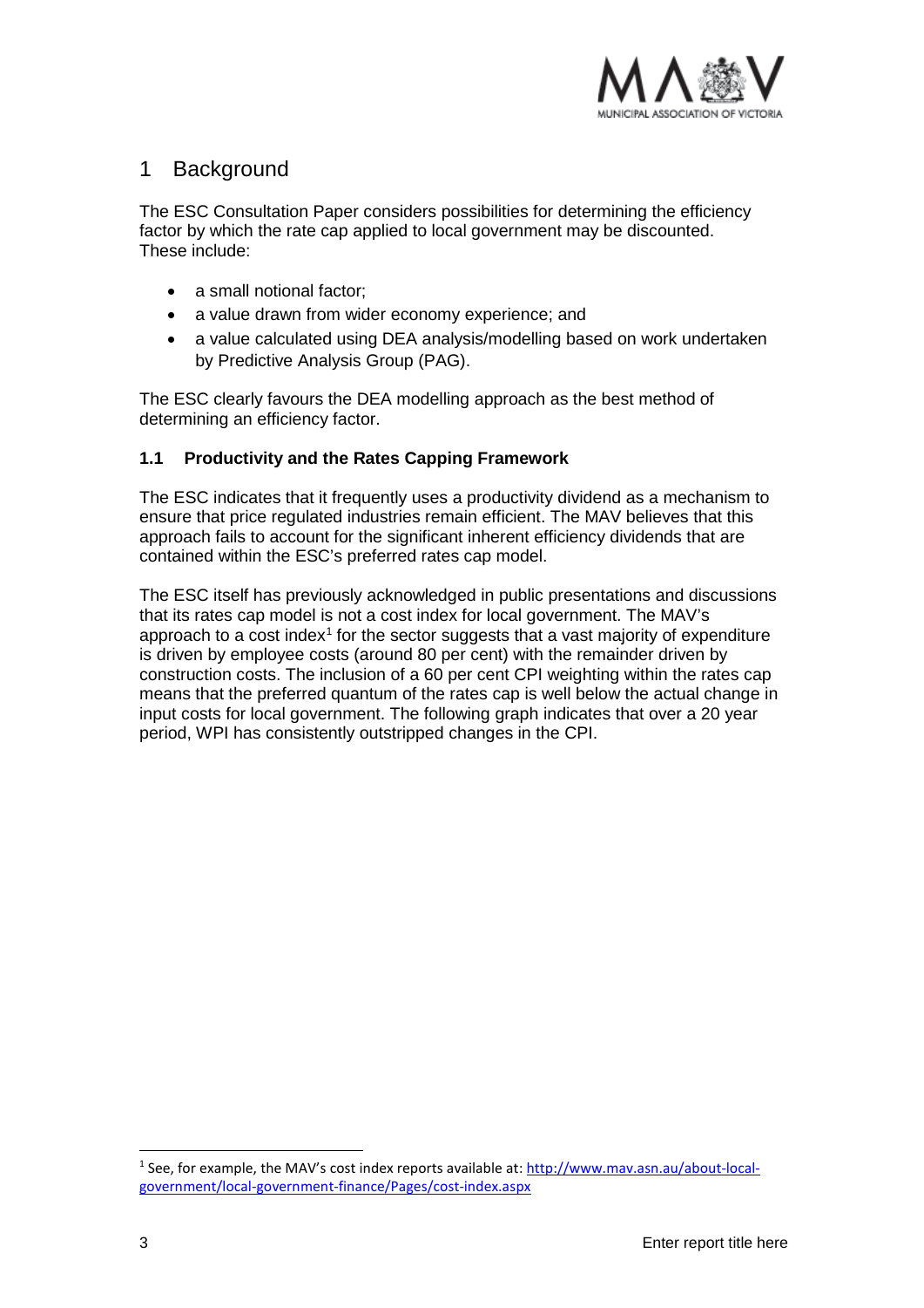# 1 Background

The ESC Consultation Paper considers possibilities for determining the efficiency factor by which the rate cap applied to local government may be discounted. These include:

- a small notional factor;
- a value drawn from wider economy experience; and
- a value calculated using DEA analysis/modelling based on work undertaken by Predictive Analysis Group (PAG).

The ESC clearly favours the DEA modelling approach as the best method of determining an efficiency factor.

## 1.1 Productivity and the Rates Capping Framework

The ESC indicates that it frequently uses a productivity dividend as a mechanism to ensure that price regulated industries remain efficient. The MAV believes that this approach fails to account for the significant inherent efficiency dividends that are contained within the ESC's preferred rates cap model.

The ESC itself has previously acknowledged in public presentations and discussions that its rates cap model is not a cost index for local government. The MAV's approach to a cost index[1] for the sector suggests that a vast majority of expenditure is driven by employee costs (around 80 per cent) with the remainder driven by construction costs. The inclusion of a 60 per cent CPI weighting within the rates cap means that the preferred quantum of the rates cap is well below the actual change in input costs for local government. The following graph indicates that over a 20 year period, WPI has consistently outstripped changes in the CPI.

[1] See, for example, the MAV's cost index reports available at: http://www.mav.asn.au/about-local-government/local-government-finance/Pages/cost-index.aspx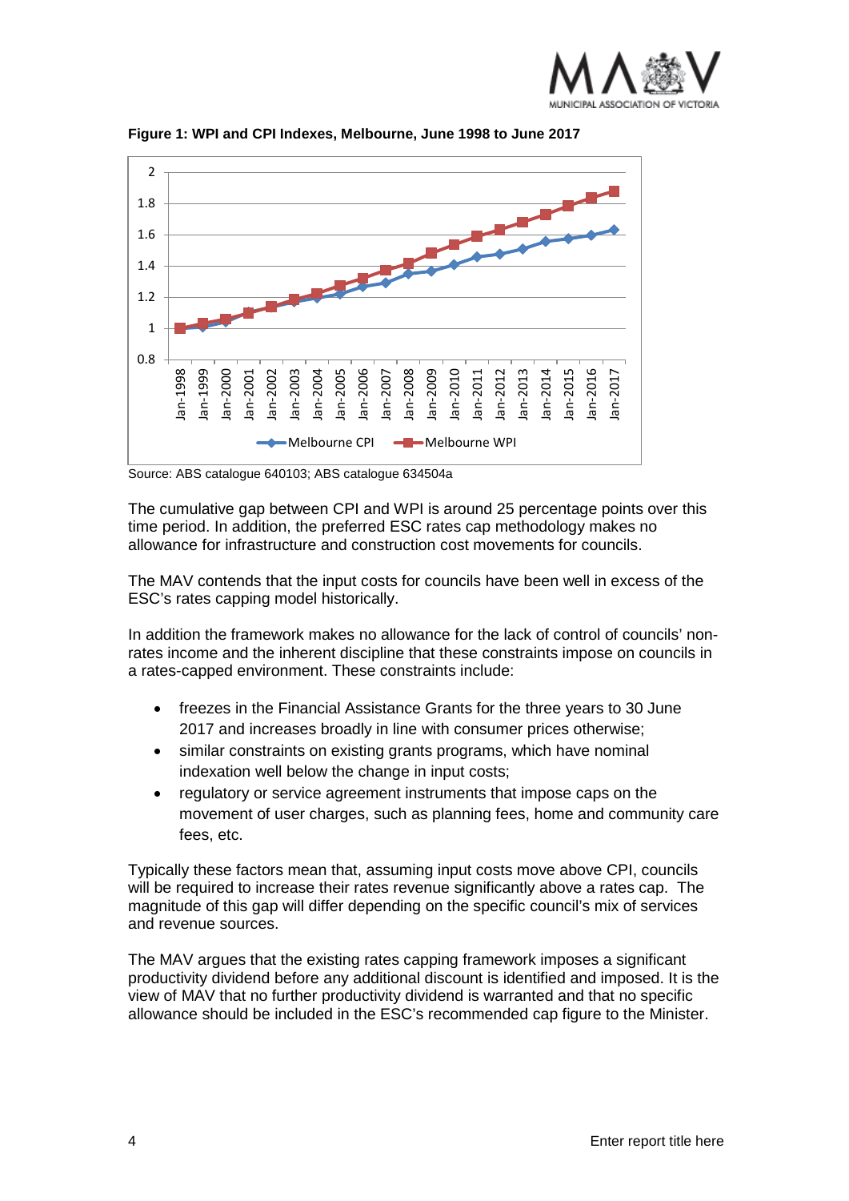**Figure 1: WPI and CPI Indexes, Melbourne, June 1998 to June 2017**

Source: ABS catalogue 640103; ABS catalogue 634504a

The cumulative gap between CPI and WPI is around 25 percentage points over this time period. In addition, the preferred ESC rates cap methodology makes no allowance for infrastructure and construction cost movements for councils.

The MAV contends that the input costs for councils have been well in excess of the ESC's rates capping model historically.

In addition the framework makes no allowance for the lack of control of councils' non-rates income and the inherent discipline that these constraints impose on councils in a rates-capped environment. These constraints include:

- freezes in the Financial Assistance Grants for the three years to 30 June 2017 and increases broadly in line with consumer prices otherwise;
- similar constraints on existing grants programs, which have nominal indexation well below the change in input costs;
- regulatory or service agreement instruments that impose caps on the movement of user charges, such as planning fees, home and community care fees, etc.

Typically these factors mean that, assuming input costs move above CPI, councils will be required to increase their rates revenue significantly above a rates cap. The magnitude of this gap will differ depending on the specific council's mix of services and revenue sources.

The MAV argues that the existing rates capping framework imposes a significant productivity dividend before any additional discount is identified and imposed. It is the view of MAV that no further productivity dividend is warranted and that no specific allowance should be included in the ESC's recommended cap figure to the Minister.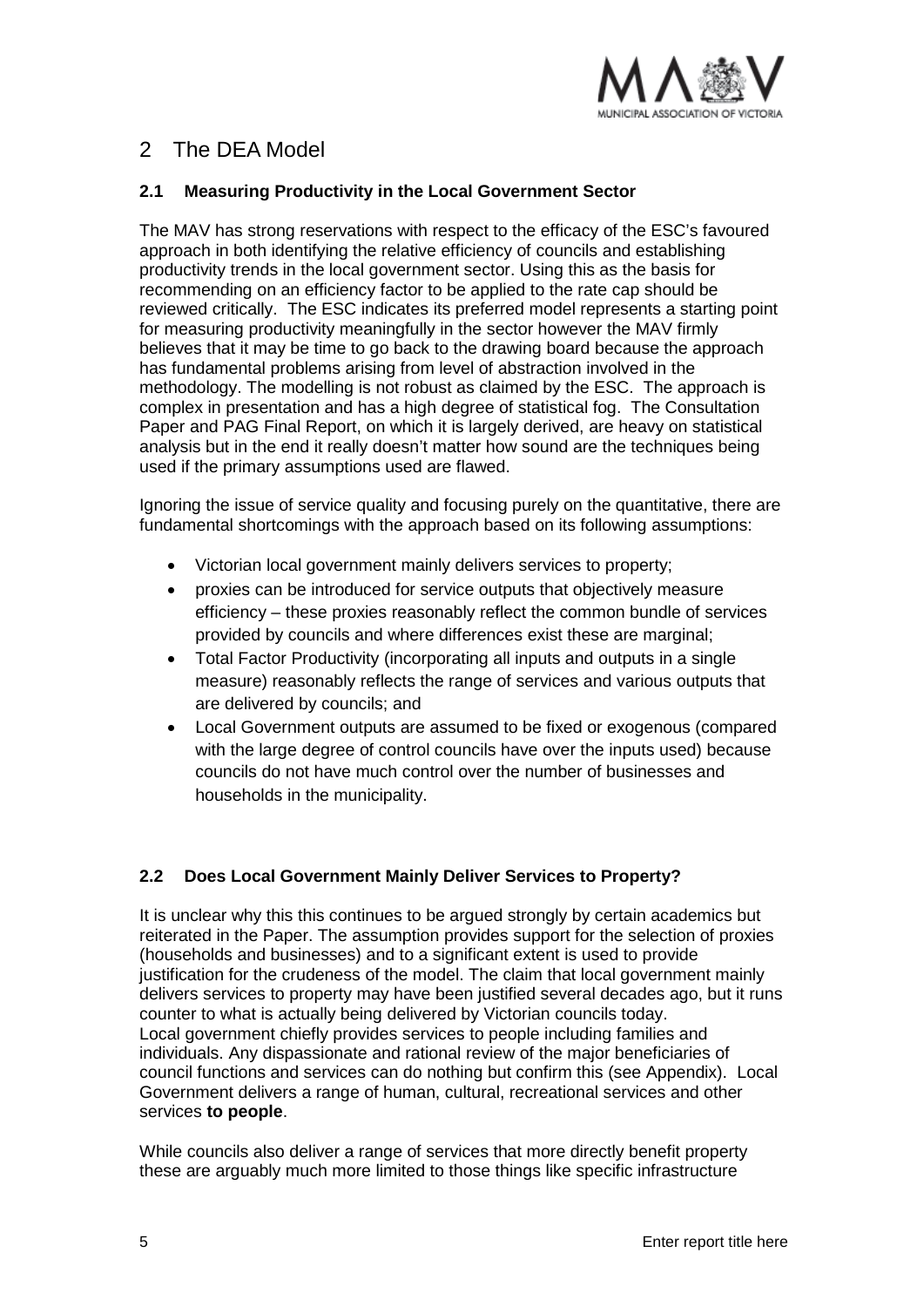# 2 The DEA Model

## 2.1 Measuring Productivity in the Local Government Sector

The MAV has strong reservations with respect to the efficacy of the ESC's favoured approach in both identifying the relative efficiency of councils and establishing productivity trends in the local government sector. Using this as the basis for recommending on an efficiency factor to be applied to the rate cap should be reviewed critically. The ESC indicates its preferred model represents a starting point for measuring productivity meaningfully in the sector however the MAV firmly believes that it may be time to go back to the drawing board because the approach has fundamental problems arising from level of abstraction involved in the methodology. The modelling is not robust as claimed by the ESC. The approach is complex in presentation and has a high degree of statistical fog. The Consultation Paper and PAG Final Report, on which it is largely derived, are heavy on statistical analysis but in the end it really doesn't matter how sound are the techniques being used if the primary assumptions used are flawed.

Ignoring the issue of service quality and focusing purely on the quantitative, there are fundamental shortcomings with the approach based on its following assumptions:

- Victorian local government mainly delivers services to property;
- proxies can be introduced for service outputs that objectively measure efficiency – these proxies reasonably reflect the common bundle of services provided by councils and where differences exist these are marginal;
- Total Factor Productivity (incorporating all inputs and outputs in a single measure) reasonably reflects the range of services and various outputs that are delivered by councils; and
- Local Government outputs are assumed to be fixed or exogenous (compared with the large degree of control councils have over the inputs used) because councils do not have much control over the number of businesses and households in the municipality.

## 2.2 Does Local Government Mainly Deliver Services to Property?

It is unclear why this this continues to be argued strongly by certain academics but reiterated in the Paper. The assumption provides support for the selection of proxies (households and businesses) and to a significant extent is used to provide justification for the crudeness of the model. The claim that local government mainly delivers services to property may have been justified several decades ago, but it runs counter to what is actually being delivered by Victorian councils today.
Local government chiefly provides services to people including families and individuals. Any dispassionate and rational review of the major beneficiaries of council functions and services can do nothing but confirm this (see Appendix). Local Government delivers a range of human, cultural, recreational services and other services **to people**.

While councils also deliver a range of services that more directly benefit property these are arguably much more limited to those things like specific infrastructure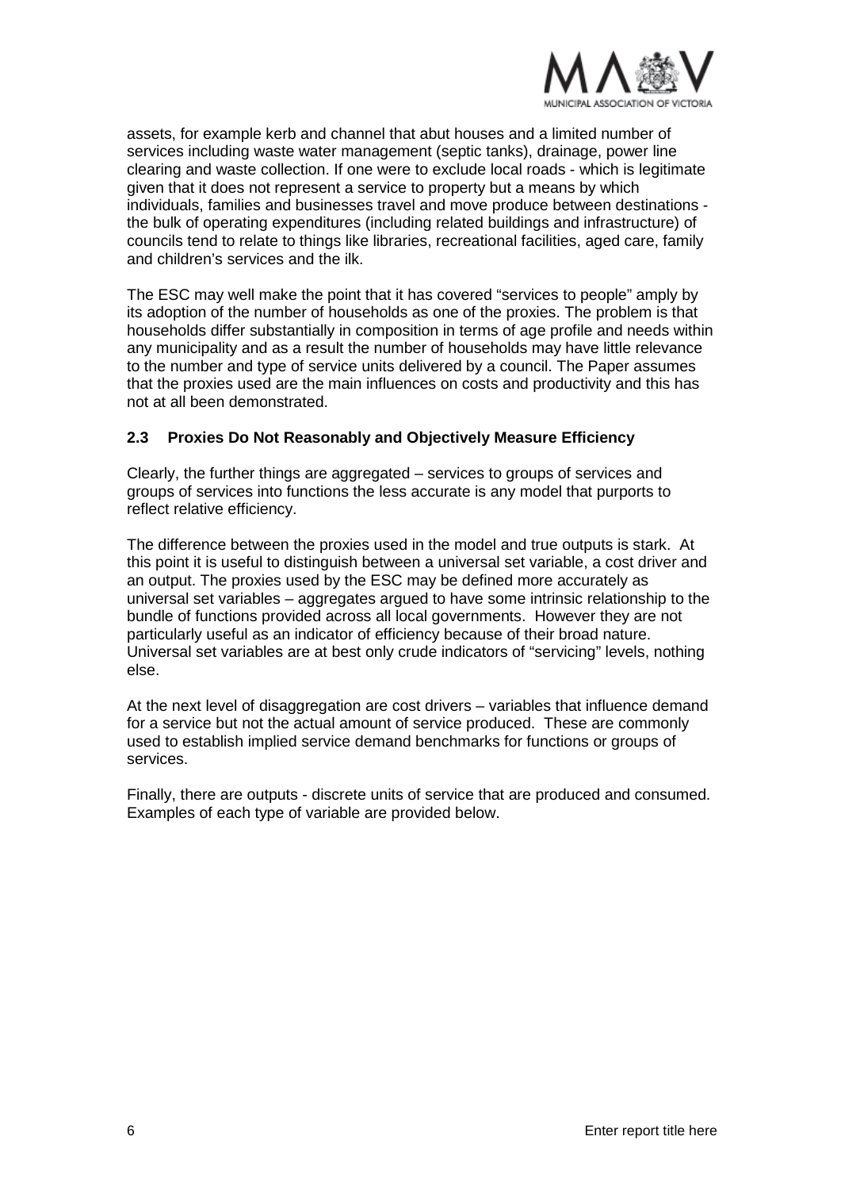assets, for example kerb and channel that abut houses and a limited number of services including waste water management (septic tanks), drainage, power line clearing and waste collection. If one were to exclude local roads - which is legitimate given that it does not represent a service to property but a means by which individuals, families and businesses travel and move produce between destinations - the bulk of operating expenditures (including related buildings and infrastructure) of councils tend to relate to things like libraries, recreational facilities, aged care, family and children's services and the ilk.

The ESC may well make the point that it has covered "services to people" amply by its adoption of the number of households as one of the proxies. The problem is that households differ substantially in composition in terms of age profile and needs within any municipality and as a result the number of households may have little relevance to the number and type of service units delivered by a council. The Paper assumes that the proxies used are the main influences on costs and productivity and this has not at all been demonstrated.

### 2.3 Proxies Do Not Reasonably and Objectively Measure Efficiency

Clearly, the further things are aggregated – services to groups of services and groups of services into functions the less accurate is any model that purports to reflect relative efficiency.

The difference between the proxies used in the model and true outputs is stark. At this point it is useful to distinguish between a universal set variable, a cost driver and an output. The proxies used by the ESC may be defined more accurately as universal set variables – aggregates argued to have some intrinsic relationship to the bundle of functions provided across all local governments. However they are not particularly useful as an indicator of efficiency because of their broad nature. Universal set variables are at best only crude indicators of "servicing" levels, nothing else.

At the next level of disaggregation are cost drivers – variables that influence demand for a service but not the actual amount of service produced. These are commonly used to establish implied service demand benchmarks for functions or groups of services.

Finally, there are outputs - discrete units of service that are produced and consumed. Examples of each type of variable are provided below.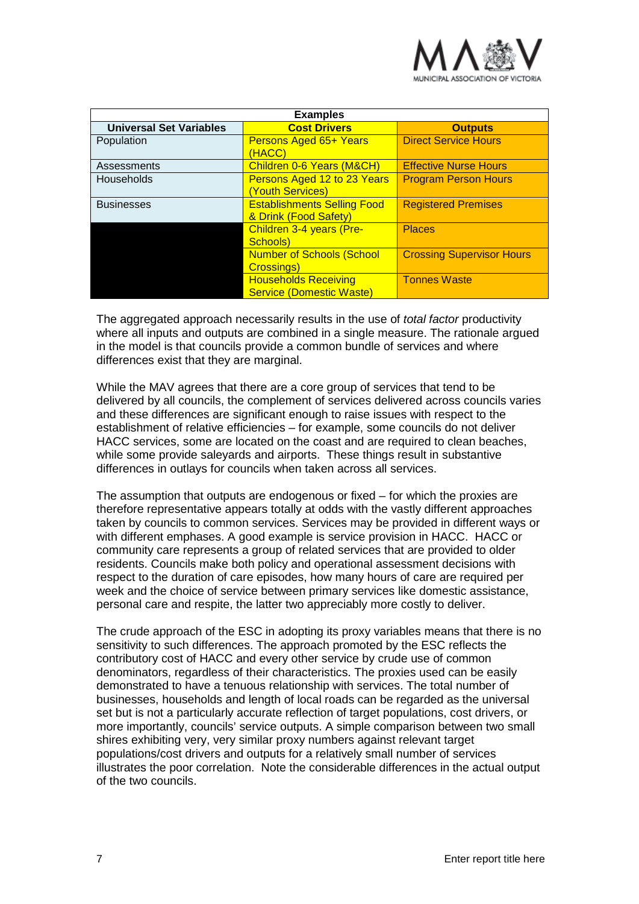| Examples | | |
|---|---|---|
| **Universal Set Variables** | **Cost Drivers** | **Outputs** |
| Population | Persons Aged 65+ Years (HACC) | Direct Service Hours |
| Assessments | Children 0-6 Years (M&CH) | Effective Nurse Hours |
| Households | Persons Aged 12 to 23 Years (Youth Services) | Program Person Hours |
| Businesses | Establishments Selling Food & Drink (Food Safety) | Registered Premises |
| | Children 3-4 years (Pre-Schools) | Places |
| | Number of Schools (School Crossings) | Crossing Supervisor Hours |
| | Households Receiving Service (Domestic Waste) | Tonnes Waste |

The aggregated approach necessarily results in the use of *total factor* productivity where all inputs and outputs are combined in a single measure. The rationale argued in the model is that councils provide a common bundle of services and where differences exist that they are marginal.

While the MAV agrees that there are a core group of services that tend to be delivered by all councils, the complement of services delivered across councils varies and these differences are significant enough to raise issues with respect to the establishment of relative efficiencies – for example, some councils do not deliver HACC services, some are located on the coast and are required to clean beaches, while some provide saleyards and airports. These things result in substantive differences in outlays for councils when taken across all services.

The assumption that outputs are endogenous or fixed – for which the proxies are therefore representative appears totally at odds with the vastly different approaches taken by councils to common services. Services may be provided in different ways or with different emphases. A good example is service provision in HACC. HACC or community care represents a group of related services that are provided to older residents. Councils make both policy and operational assessment decisions with respect to the duration of care episodes, how many hours of care are required per week and the choice of service between primary services like domestic assistance, personal care and respite, the latter two appreciably more costly to deliver.

The crude approach of the ESC in adopting its proxy variables means that there is no sensitivity to such differences. The approach promoted by the ESC reflects the contributory cost of HACC and every other service by crude use of common denominators, regardless of their characteristics. The proxies used can be easily demonstrated to have a tenuous relationship with services. The total number of businesses, households and length of local roads can be regarded as the universal set but is not a particularly accurate reflection of target populations, cost drivers, or more importantly, councils' service outputs. A simple comparison between two small shires exhibiting very, very similar proxy numbers against relevant target populations/cost drivers and outputs for a relatively small number of services illustrates the poor correlation. Note the considerable differences in the actual output of the two councils.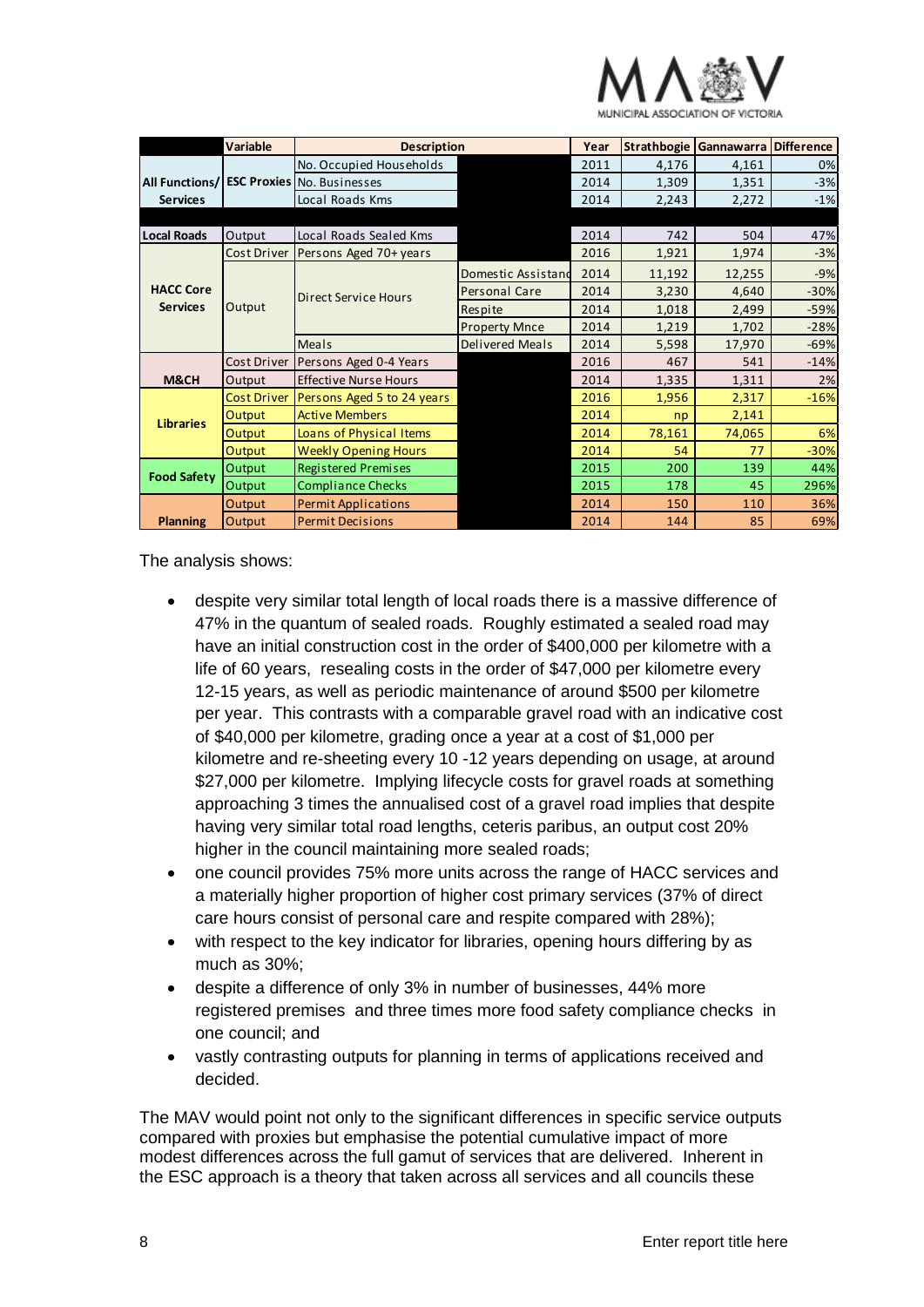| | Variable | Description | | Year | Strathbogie | Gannawarra | Difference |
|---|---|---|---|---|---|---|---|
| All Functions/ Services | ESC Proxies | No. Occupied Households | | 2011 | 4,176 | 4,161 | 0% |
| | | No. Businesses | | 2014 | 1,309 | 1,351 | -3% |
| | | Local Roads Kms | | 2014 | 2,243 | 2,272 | -1% |
| | | | | | | | |
| Local Roads | Output | Local Roads Sealed Kms | | 2014 | 742 | 504 | 47% |
| HACC Core Services | Cost Driver | Persons Aged 70+ years | | 2016 | 1,921 | 1,974 | -3% |
| | Output | Direct Service Hours | Domestic Assistanc | 2014 | 11,192 | 12,255 | -9% |
| | | | Personal Care | 2014 | 3,230 | 4,640 | -30% |
| | | | Respite | 2014 | 1,018 | 2,499 | -59% |
| | | | Property Mnce | 2014 | 1,219 | 1,702 | -28% |
| | | Meals | Delivered Meals | 2014 | 5,598 | 17,970 | -69% |
| M&CH | Cost Driver | Persons Aged 0-4 Years | | 2016 | 467 | 541 | -14% |
| | Output | Effective Nurse Hours | | 2014 | 1,335 | 1,311 | 2% |
| Libraries | Cost Driver | Persons Aged 5 to 24 years | | 2016 | 1,956 | 2,317 | -16% |
| | Output | Active Members | | 2014 | np | 2,141 | |
| | Output | Loans of Physical Items | | 2014 | 78,161 | 74,065 | 6% |
| | Output | Weekly Opening Hours | | 2014 | 54 | 77 | -30% |
| Food Safety | Output | Registered Premises | | 2015 | 200 | 139 | 44% |
| | Output | Compliance Checks | | 2015 | 178 | 45 | 296% |
| Planning | Output | Permit Applications | | 2014 | 150 | 110 | 36% |
| | Output | Permit Decisions | | 2014 | 144 | 85 | 69% |

The analysis shows:

- despite very similar total length of local roads there is a massive difference of 47% in the quantum of sealed roads. Roughly estimated a sealed road may have an initial construction cost in the order of $400,000 per kilometre with a life of 60 years, resealing costs in the order of $47,000 per kilometre every 12-15 years, as well as periodic maintenance of around $500 per kilometre per year. This contrasts with a comparable gravel road with an indicative cost of $40,000 per kilometre, grading once a year at a cost of $1,000 per kilometre and re-sheeting every 10 -12 years depending on usage, at around $27,000 per kilometre. Implying lifecycle costs for gravel roads at something approaching 3 times the annualised cost of a gravel road implies that despite having very similar total road lengths, ceteris paribus, an output cost 20% higher in the council maintaining more sealed roads;
- one council provides 75% more units across the range of HACC services and a materially higher proportion of higher cost primary services (37% of direct care hours consist of personal care and respite compared with 28%);
- with respect to the key indicator for libraries, opening hours differing by as much as 30%;
- despite a difference of only 3% in number of businesses, 44% more registered premises and three times more food safety compliance checks in one council; and
- vastly contrasting outputs for planning in terms of applications received and decided.

The MAV would point not only to the significant differences in specific service outputs compared with proxies but emphasise the potential cumulative impact of more modest differences across the full gamut of services that are delivered. Inherent in the ESC approach is a theory that taken across all services and all councils these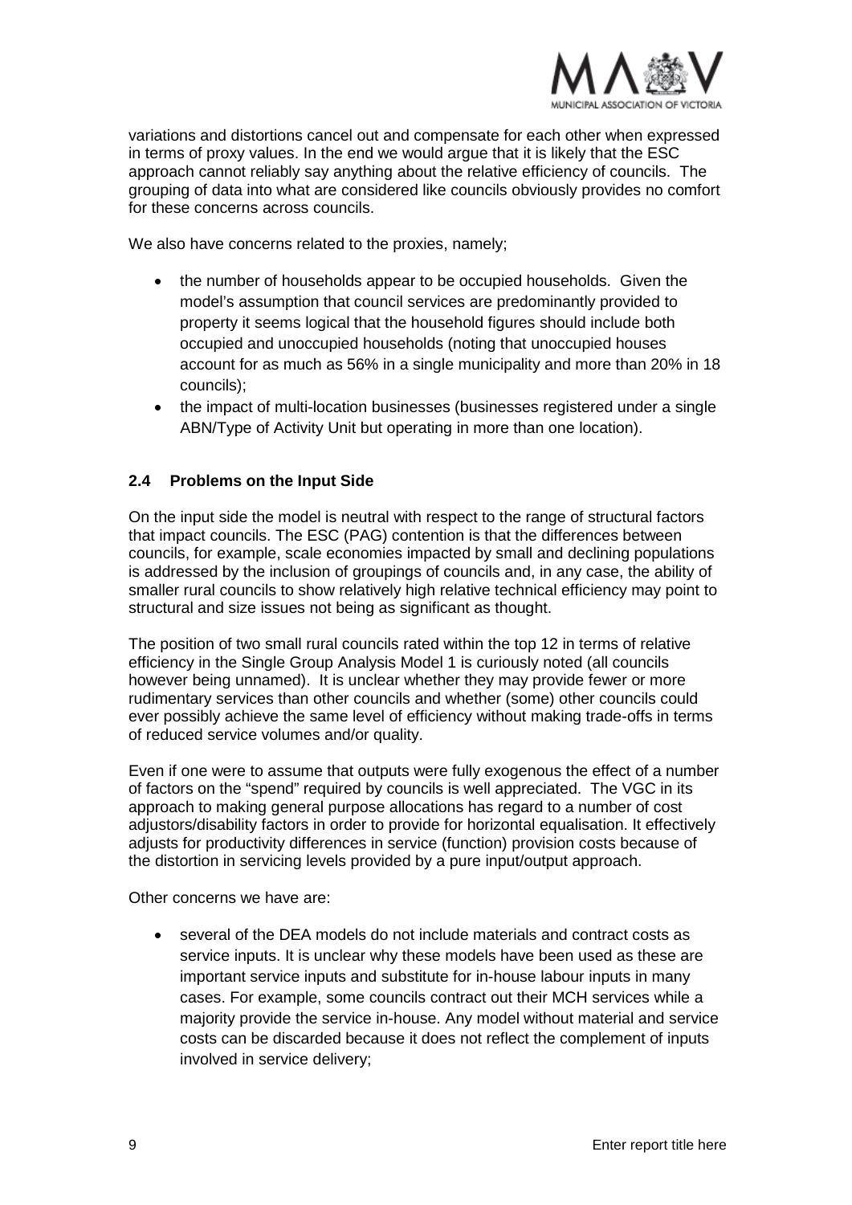variations and distortions cancel out and compensate for each other when expressed in terms of proxy values. In the end we would argue that it is likely that the ESC approach cannot reliably say anything about the relative efficiency of councils. The grouping of data into what are considered like councils obviously provides no comfort for these concerns across councils.

We also have concerns related to the proxies, namely;

- the number of households appear to be occupied households. Given the model's assumption that council services are predominantly provided to property it seems logical that the household figures should include both occupied and unoccupied households (noting that unoccupied houses account for as much as 56% in a single municipality and more than 20% in 18 councils);
- the impact of multi-location businesses (businesses registered under a single ABN/Type of Activity Unit but operating in more than one location).

### 2.4 Problems on the Input Side

On the input side the model is neutral with respect to the range of structural factors that impact councils. The ESC (PAG) contention is that the differences between councils, for example, scale economies impacted by small and declining populations is addressed by the inclusion of groupings of councils and, in any case, the ability of smaller rural councils to show relatively high relative technical efficiency may point to structural and size issues not being as significant as thought.

The position of two small rural councils rated within the top 12 in terms of relative efficiency in the Single Group Analysis Model 1 is curiously noted (all councils however being unnamed). It is unclear whether they may provide fewer or more rudimentary services than other councils and whether (some) other councils could ever possibly achieve the same level of efficiency without making trade-offs in terms of reduced service volumes and/or quality.

Even if one were to assume that outputs were fully exogenous the effect of a number of factors on the "spend" required by councils is well appreciated. The VGC in its approach to making general purpose allocations has regard to a number of cost adjustors/disability factors in order to provide for horizontal equalisation. It effectively adjusts for productivity differences in service (function) provision costs because of the distortion in servicing levels provided by a pure input/output approach.

Other concerns we have are:

- several of the DEA models do not include materials and contract costs as service inputs. It is unclear why these models have been used as these are important service inputs and substitute for in-house labour inputs in many cases. For example, some councils contract out their MCH services while a majority provide the service in-house. Any model without material and service costs can be discarded because it does not reflect the complement of inputs involved in service delivery;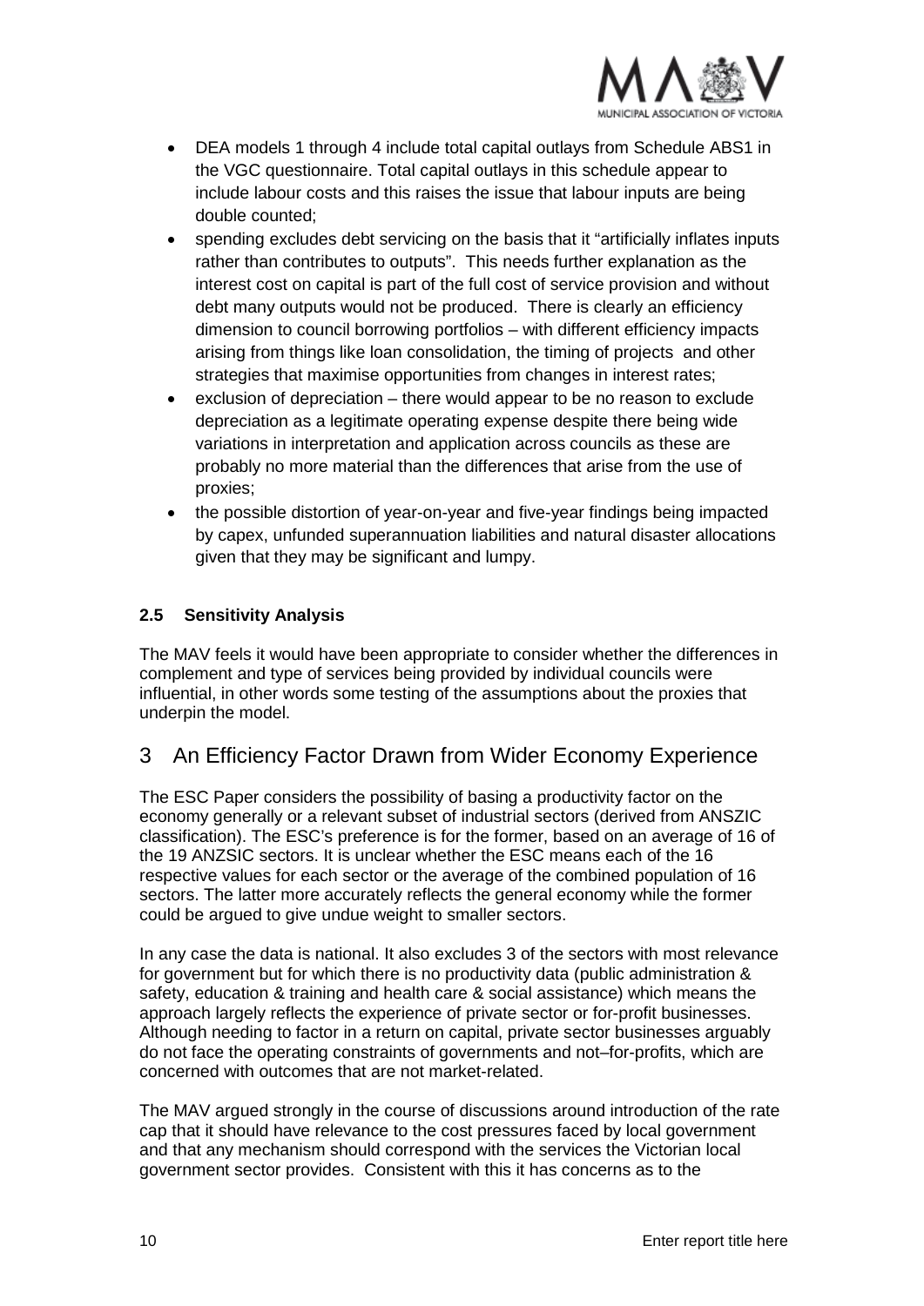- DEA models 1 through 4 include total capital outlays from Schedule ABS1 in the VGC questionnaire. Total capital outlays in this schedule appear to include labour costs and this raises the issue that labour inputs are being double counted;
- spending excludes debt servicing on the basis that it "artificially inflates inputs rather than contributes to outputs". This needs further explanation as the interest cost on capital is part of the full cost of service provision and without debt many outputs would not be produced. There is clearly an efficiency dimension to council borrowing portfolios – with different efficiency impacts arising from things like loan consolidation, the timing of projects and other strategies that maximise opportunities from changes in interest rates;
- exclusion of depreciation – there would appear to be no reason to exclude depreciation as a legitimate operating expense despite there being wide variations in interpretation and application across councils as these are probably no more material than the differences that arise from the use of proxies;
- the possible distortion of year-on-year and five-year findings being impacted by capex, unfunded superannuation liabilities and natural disaster allocations given that they may be significant and lumpy.

### 2.5 Sensitivity Analysis

The MAV feels it would have been appropriate to consider whether the differences in complement and type of services being provided by individual councils were influential, in other words some testing of the assumptions about the proxies that underpin the model.

## 3 An Efficiency Factor Drawn from Wider Economy Experience

The ESC Paper considers the possibility of basing a productivity factor on the economy generally or a relevant subset of industrial sectors (derived from ANSZIC classification). The ESC's preference is for the former, based on an average of 16 of the 19 ANZSIC sectors. It is unclear whether the ESC means each of the 16 respective values for each sector or the average of the combined population of 16 sectors. The latter more accurately reflects the general economy while the former could be argued to give undue weight to smaller sectors.

In any case the data is national. It also excludes 3 of the sectors with most relevance for government but for which there is no productivity data (public administration & safety, education & training and health care & social assistance) which means the approach largely reflects the experience of private sector or for-profit businesses. Although needing to factor in a return on capital, private sector businesses arguably do not face the operating constraints of governments and not–for-profits, which are concerned with outcomes that are not market-related.

The MAV argued strongly in the course of discussions around introduction of the rate cap that it should have relevance to the cost pressures faced by local government and that any mechanism should correspond with the services the Victorian local government sector provides. Consistent with this it has concerns as to the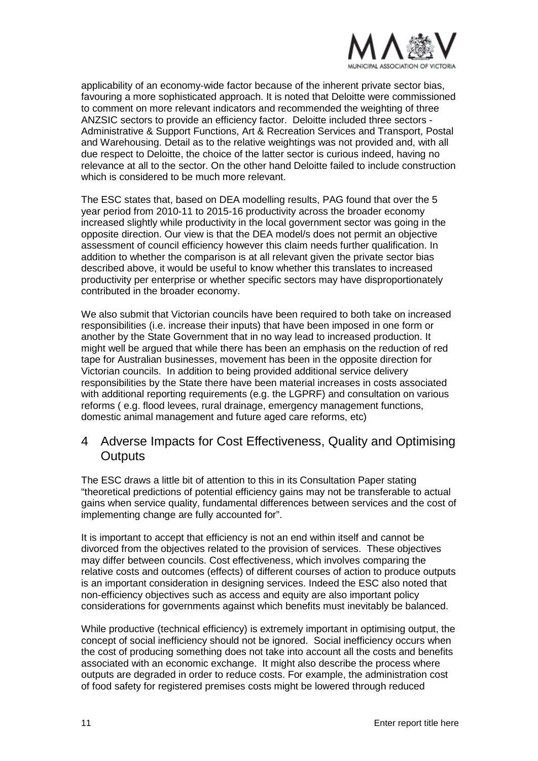applicability of an economy-wide factor because of the inherent private sector bias, favouring a more sophisticated approach. It is noted that Deloitte were commissioned to comment on more relevant indicators and recommended the weighting of three ANZSIC sectors to provide an efficiency factor. Deloitte included three sectors - Administrative & Support Functions, Art & Recreation Services and Transport, Postal and Warehousing. Detail as to the relative weightings was not provided and, with all due respect to Deloitte, the choice of the latter sector is curious indeed, having no relevance at all to the sector. On the other hand Deloitte failed to include construction which is considered to be much more relevant.

The ESC states that, based on DEA modelling results, PAG found that over the 5 year period from 2010-11 to 2015-16 productivity across the broader economy increased slightly while productivity in the local government sector was going in the opposite direction. Our view is that the DEA model/s does not permit an objective assessment of council efficiency however this claim needs further qualification. In addition to whether the comparison is at all relevant given the private sector bias described above, it would be useful to know whether this translates to increased productivity per enterprise or whether specific sectors may have disproportionately contributed in the broader economy.

We also submit that Victorian councils have been required to both take on increased responsibilities (i.e. increase their inputs) that have been imposed in one form or another by the State Government that in no way lead to increased production. It might well be argued that while there has been an emphasis on the reduction of red tape for Australian businesses, movement has been in the opposite direction for Victorian councils. In addition to being provided additional service delivery responsibilities by the State there have been material increases in costs associated with additional reporting requirements (e.g. the LGPRF) and consultation on various reforms ( e.g. flood levees, rural drainage, emergency management functions, domestic animal management and future aged care reforms, etc)

## 4 Adverse Impacts for Cost Effectiveness, Quality and Optimising Outputs

The ESC draws a little bit of attention to this in its Consultation Paper stating "theoretical predictions of potential efficiency gains may not be transferable to actual gains when service quality, fundamental differences between services and the cost of implementing change are fully accounted for".

It is important to accept that efficiency is not an end within itself and cannot be divorced from the objectives related to the provision of services. These objectives may differ between councils. Cost effectiveness, which involves comparing the relative costs and outcomes (effects) of different courses of action to produce outputs is an important consideration in designing services. Indeed the ESC also noted that non-efficiency objectives such as access and equity are also important policy considerations for governments against which benefits must inevitably be balanced.

While productive (technical efficiency) is extremely important in optimising output, the concept of social inefficiency should not be ignored. Social inefficiency occurs when the cost of producing something does not take into account all the costs and benefits associated with an economic exchange. It might also describe the process where outputs are degraded in order to reduce costs. For example, the administration cost of food safety for registered premises costs might be lowered through reduced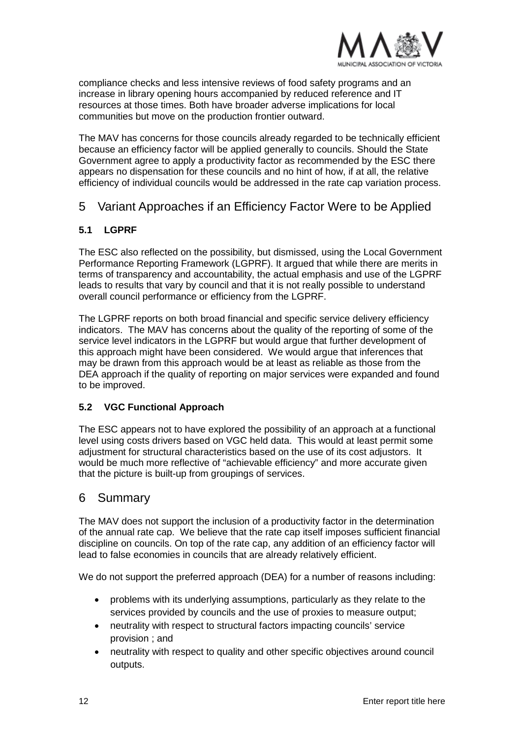compliance checks and less intensive reviews of food safety programs and an increase in library opening hours accompanied by reduced reference and IT resources at those times. Both have broader adverse implications for local communities but move on the production frontier outward.

The MAV has concerns for those councils already regarded to be technically efficient because an efficiency factor will be applied generally to councils. Should the State Government agree to apply a productivity factor as recommended by the ESC there appears no dispensation for these councils and no hint of how, if at all, the relative efficiency of individual councils would be addressed in the rate cap variation process.

# 5 Variant Approaches if an Efficiency Factor Were to be Applied

### 5.1 LGPRF

The ESC also reflected on the possibility, but dismissed, using the Local Government Performance Reporting Framework (LGPRF). It argued that while there are merits in terms of transparency and accountability, the actual emphasis and use of the LGPRF leads to results that vary by council and that it is not really possible to understand overall council performance or efficiency from the LGPRF.

The LGPRF reports on both broad financial and specific service delivery efficiency indicators. The MAV has concerns about the quality of the reporting of some of the service level indicators in the LGPRF but would argue that further development of this approach might have been considered. We would argue that inferences that may be drawn from this approach would be at least as reliable as those from the DEA approach if the quality of reporting on major services were expanded and found to be improved.

### 5.2 VGC Functional Approach

The ESC appears not to have explored the possibility of an approach at a functional level using costs drivers based on VGC held data. This would at least permit some adjustment for structural characteristics based on the use of its cost adjustors. It would be much more reflective of "achievable efficiency" and more accurate given that the picture is built-up from groupings of services.

# 6 Summary

The MAV does not support the inclusion of a productivity factor in the determination of the annual rate cap. We believe that the rate cap itself imposes sufficient financial discipline on councils. On top of the rate cap, any addition of an efficiency factor will lead to false economies in councils that are already relatively efficient.

We do not support the preferred approach (DEA) for a number of reasons including:

- problems with its underlying assumptions, particularly as they relate to the services provided by councils and the use of proxies to measure output;
- neutrality with respect to structural factors impacting councils' service provision ; and
- neutrality with respect to quality and other specific objectives around council outputs.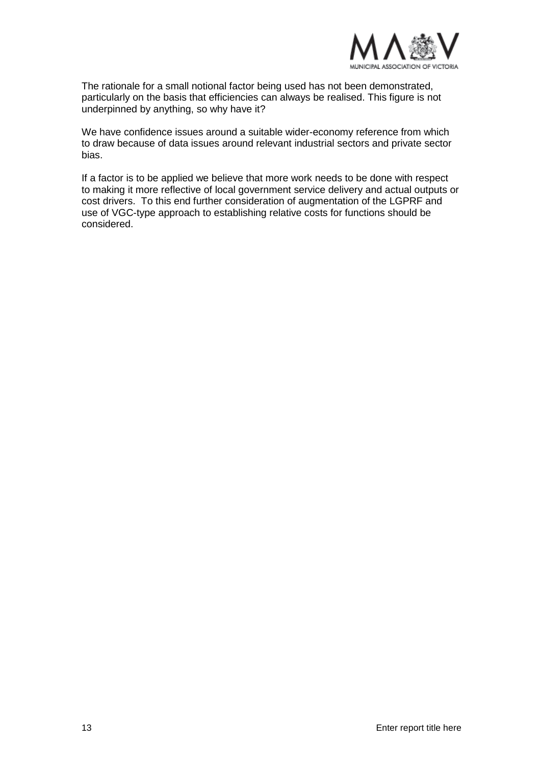The rationale for a small notional factor being used has not been demonstrated, particularly on the basis that efficiencies can always be realised. This figure is not underpinned by anything, so why have it?

We have confidence issues around a suitable wider-economy reference from which to draw because of data issues around relevant industrial sectors and private sector bias.

If a factor is to be applied we believe that more work needs to be done with respect to making it more reflective of local government service delivery and actual outputs or cost drivers. To this end further consideration of augmentation of the LGPRF and use of VGC-type approach to establishing relative costs for functions should be considered.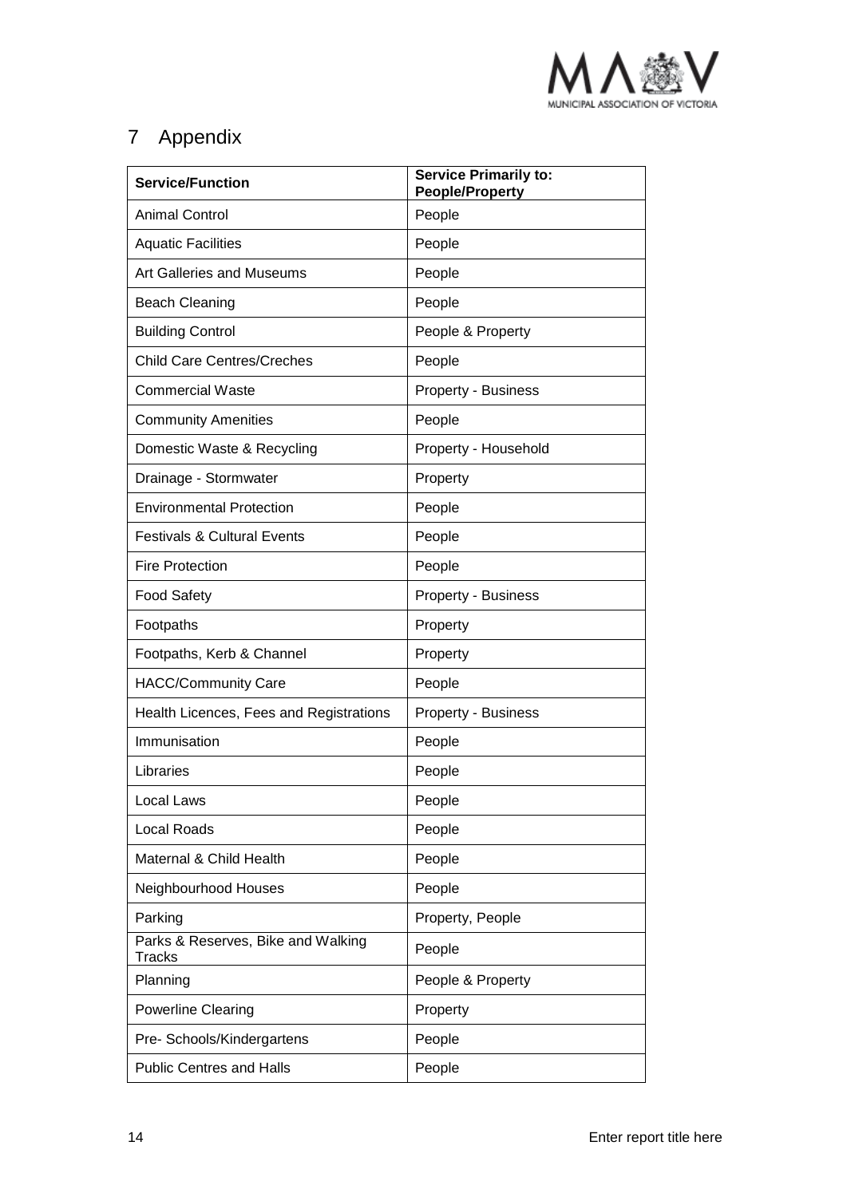# 7 Appendix

| Service/Function | Service Primarily to: People/Property |
|---|---|
| Animal Control | People |
| Aquatic Facilities | People |
| Art Galleries and Museums | People |
| Beach Cleaning | People |
| Building Control | People & Property |
| Child Care Centres/Creches | People |
| Commercial Waste | Property - Business |
| Community Amenities | People |
| Domestic Waste & Recycling | Property - Household |
| Drainage - Stormwater | Property |
| Environmental Protection | People |
| Festivals & Cultural Events | People |
| Fire Protection | People |
| Food Safety | Property - Business |
| Footpaths | Property |
| Footpaths, Kerb & Channel | Property |
| HACC/Community Care | People |
| Health Licences, Fees and Registrations | Property - Business |
| Immunisation | People |
| Libraries | People |
| Local Laws | People |
| Local Roads | People |
| Maternal & Child Health | People |
| Neighbourhood Houses | People |
| Parking | Property, People |
| Parks & Reserves, Bike and Walking Tracks | People |
| Planning | People & Property |
| Powerline Clearing | Property |
| Pre- Schools/Kindergartens | People |
| Public Centres and Halls | People |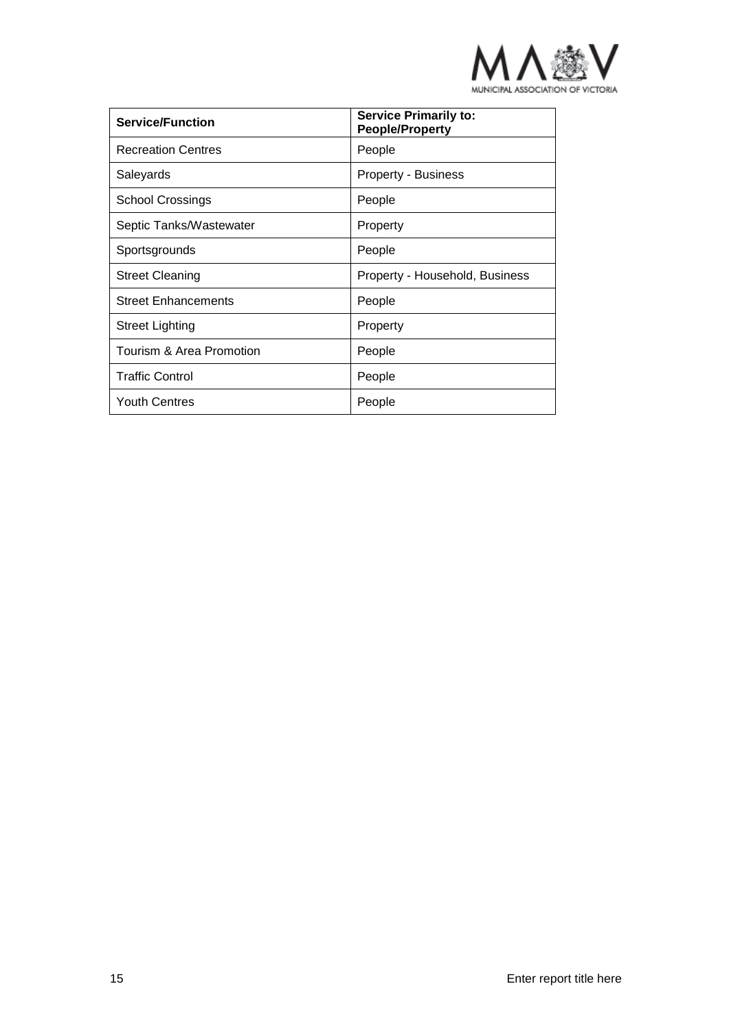| Service/Function | Service Primarily to: People/Property |
|---|---|
| Recreation Centres | People |
| Saleyards | Property - Business |
| School Crossings | People |
| Septic Tanks/Wastewater | Property |
| Sportsgrounds | People |
| Street Cleaning | Property - Household, Business |
| Street Enhancements | People |
| Street Lighting | Property |
| Tourism & Area Promotion | People |
| Traffic Control | People |
| Youth Centres | People |